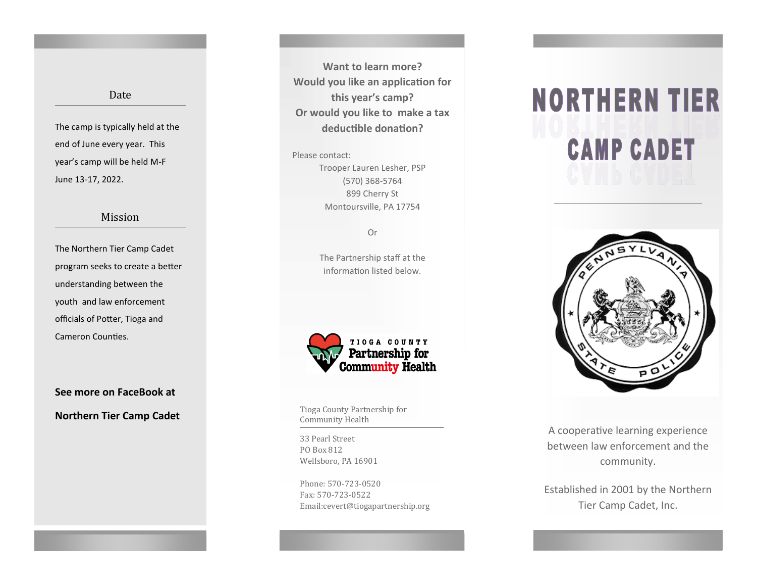## Date

The camp is typically held at the end of June every year. This year's camp will be held M-F June 13-17, 2022.

## Mission

The Northern Tier Camp Cadet program seeks to create a better understanding between the youth and law enforcement officials of Potter, Tioga and Cameron Counties.

**See more on FaceBook at**

**Northern Tier Camp Cadet**

**Want to learn more?**
**Would you like an application for this year's camp?**
**Or would you like to make a tax deductible donation?**

Please contact:

Trooper Lauren Lesher, PSP
(570) 368-5764
899 Cherry St
Montoursville, PA 17754

Or

The Partnership staff at the information listed below.

TIOGA COUNTY Partnership for Community Health

Tioga County Partnership for Community Health

33 Pearl Street
PO Box 812
Wellsboro, PA 16901

Phone: 570-723-0520
Fax: 570-723-0522
Email:cevert@tiogapartnership.org

# NORTHERN TIER CAMP CADET

PENNSYLVANIA STATE POLICE

A cooperative learning experience between law enforcement and the community.

Established in 2001 by the Northern Tier Camp Cadet, Inc.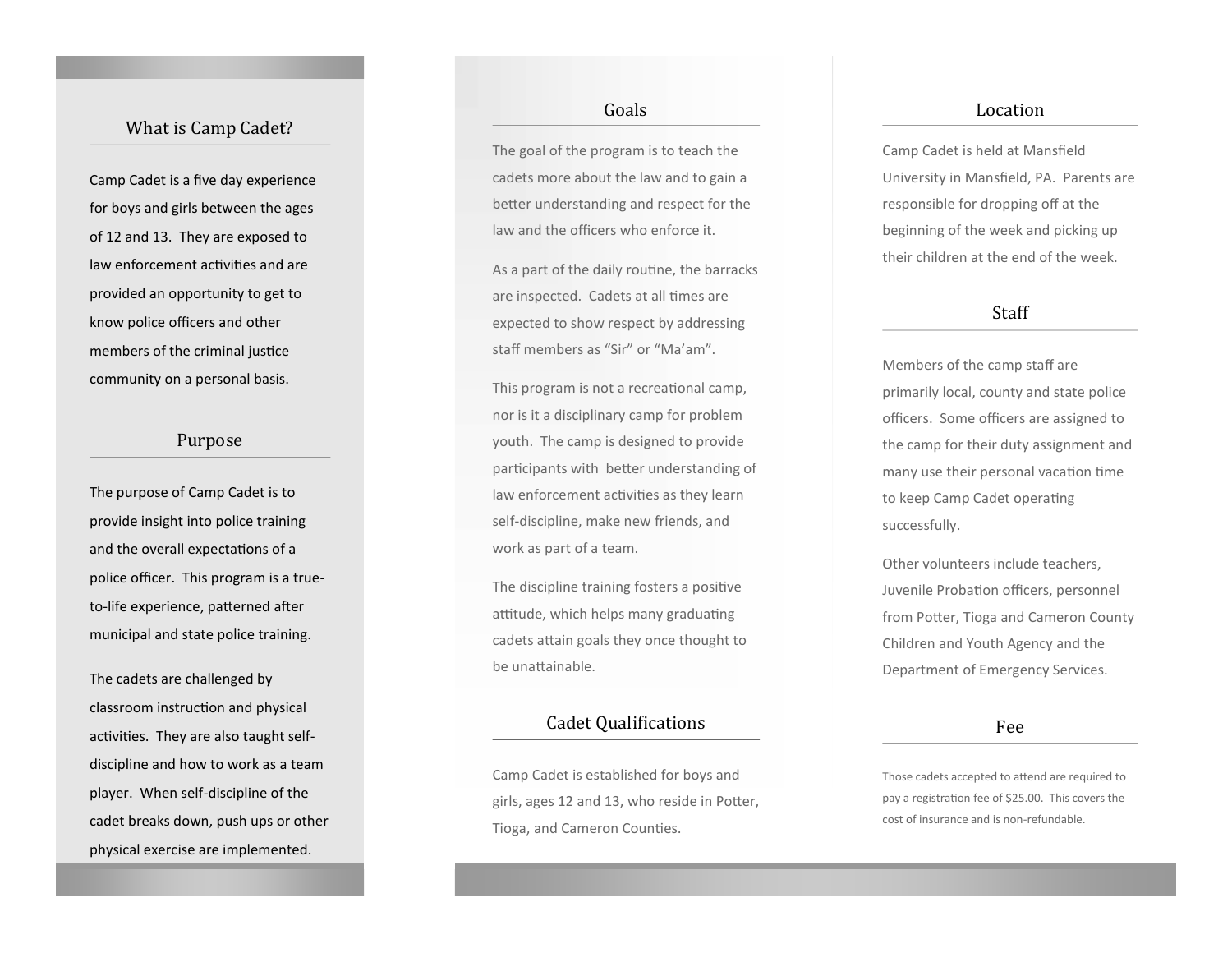## What is Camp Cadet?

Camp Cadet is a five day experience for boys and girls between the ages of 12 and 13. They are exposed to law enforcement activities and are provided an opportunity to get to know police officers and other members of the criminal justice community on a personal basis.

## Purpose

The purpose of Camp Cadet is to provide insight into police training and the overall expectations of a police officer. This program is a true-to-life experience, patterned after municipal and state police training.

The cadets are challenged by classroom instruction and physical activities. They are also taught self-discipline and how to work as a team player. When self-discipline of the cadet breaks down, push ups or other physical exercise are implemented.

## Goals

The goal of the program is to teach the cadets more about the law and to gain a better understanding and respect for the law and the officers who enforce it.

As a part of the daily routine, the barracks are inspected. Cadets at all times are expected to show respect by addressing staff members as "Sir" or "Ma'am".

This program is not a recreational camp, nor is it a disciplinary camp for problem youth. The camp is designed to provide participants with better understanding of law enforcement activities as they learn self-discipline, make new friends, and work as part of a team.

The discipline training fosters a positive attitude, which helps many graduating cadets attain goals they once thought to be unattainable.

## Cadet Qualifications

Camp Cadet is established for boys and girls, ages 12 and 13, who reside in Potter, Tioga, and Cameron Counties.

## Location

Camp Cadet is held at Mansfield University in Mansfield, PA. Parents are responsible for dropping off at the beginning of the week and picking up their children at the end of the week.

## Staff

Members of the camp staff are primarily local, county and state police officers. Some officers are assigned to the camp for their duty assignment and many use their personal vacation time to keep Camp Cadet operating successfully.

Other volunteers include teachers, Juvenile Probation officers, personnel from Potter, Tioga and Cameron County Children and Youth Agency and the Department of Emergency Services.

## Fee

Those cadets accepted to attend are required to pay a registration fee of $25.00. This covers the cost of insurance and is non-refundable.